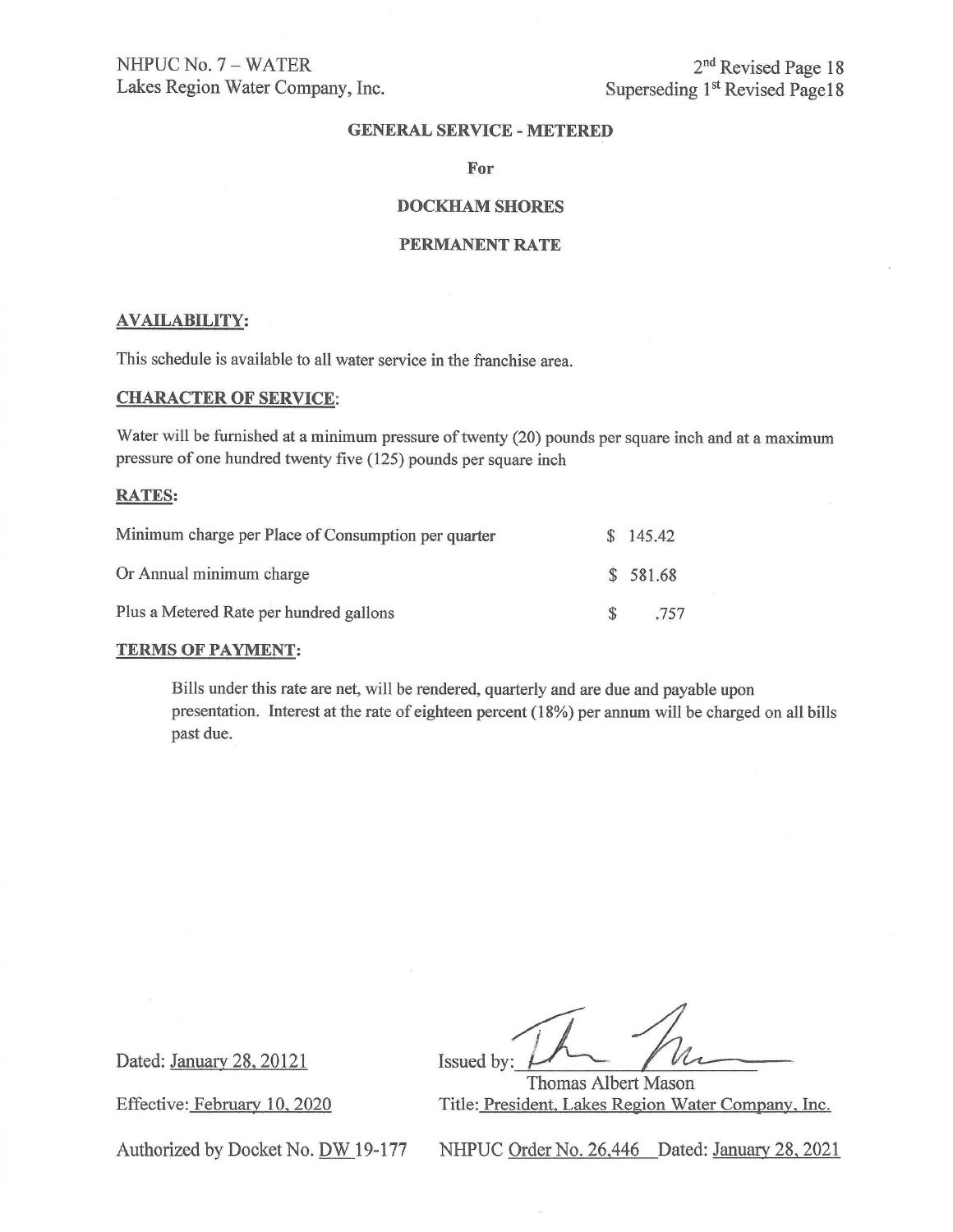NHPUC No. 7 – WATER
Lakes Region Water Company, Inc.

2nd Revised Page 18
Superseding 1st Revised Page18

**GENERAL SERVICE - METERED**

**For**

**DOCKHAM SHORES**

**PERMANENT RATE**

## AVAILABILITY:

This schedule is available to all water service in the franchise area.

## CHARACTER OF SERVICE:

Water will be furnished at a minimum pressure of twenty (20) pounds per square inch and at a maximum pressure of one hundred twenty five (125) pounds per square inch

## RATES:

| | |
|---|---|
| Minimum charge per Place of Consumption per quarter | $ 145.42 |
| Or Annual minimum charge | $ 581.68 |
| Plus a Metered Rate per hundred gallons | $ .757 |

## TERMS OF PAYMENT:

Bills under this rate are net, will be rendered, quarterly and are due and payable upon presentation. Interest at the rate of eighteen percent (18%) per annum will be charged on all bills past due.

Dated: January 28, 20121

Issued by: ______________________
Thomas Albert Mason

Effective: February 10, 2020

Title: President, Lakes Region Water Company, Inc.

Authorized by Docket No. DW 19-177

NHPUC Order No. 26,446 Dated: January 28, 2021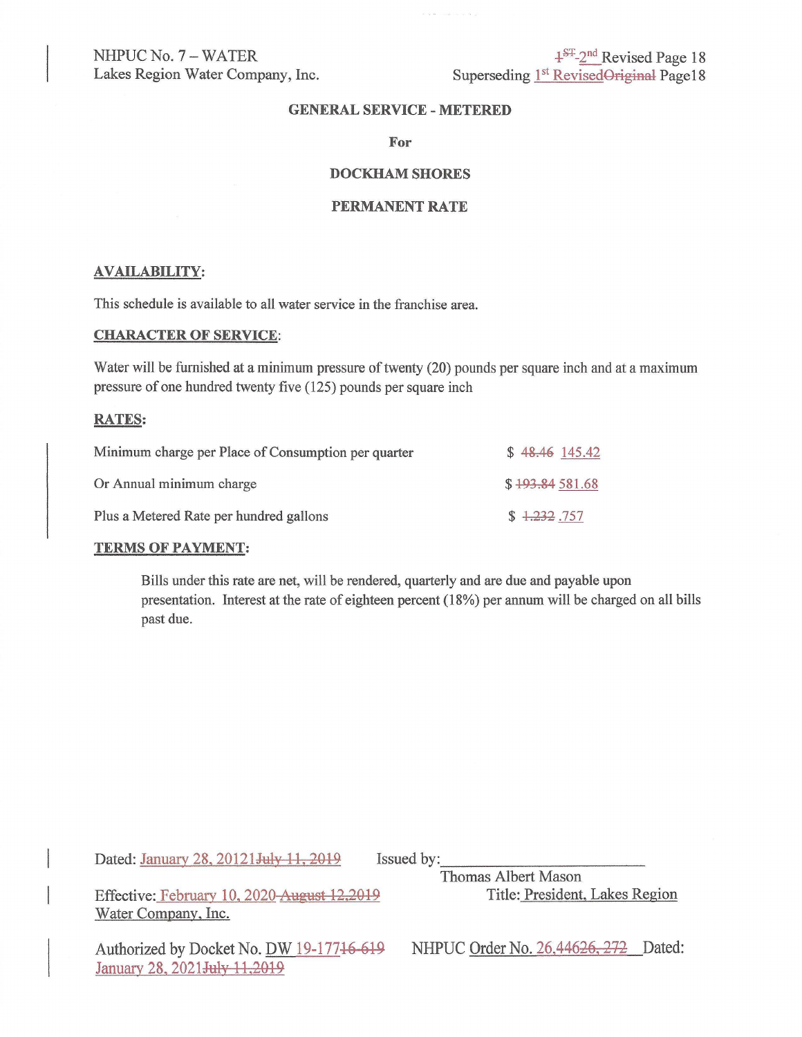NHPUC No. 7 – WATER
Lakes Region Water Company, Inc.

~~1ST~~ 2nd Revised Page 18
Superseding 1st Revised ~~Original~~ Page18

**GENERAL SERVICE - METERED**

**For**

**DOCKHAM SHORES**

**PERMANENT RATE**

**AVAILABILITY:**

This schedule is available to all water service in the franchise area.

**CHARACTER OF SERVICE:**

Water will be furnished at a minimum pressure of twenty (20) pounds per square inch and at a maximum pressure of one hundred twenty five (125) pounds per square inch

**RATES:**

| | |
|---|---|
| Minimum charge per Place of Consumption per quarter | $ ~~48.46~~ 145.42 |
| Or Annual minimum charge | $ ~~193.84~~ 581.68 |
| Plus a Metered Rate per hundred gallons | $ ~~1.232~~ .757 |

**TERMS OF PAYMENT:**

Bills under this rate are net, will be rendered, quarterly and are due and payable upon presentation. Interest at the rate of eighteen percent (18%) per annum will be charged on all bills past due.

Dated: January 28, 20121~~July 11, 2019~~

Issued by: ______________________________
Thomas Albert Mason
Title: President, Lakes Region Water Company, Inc.

Effective: February 10, 2020 ~~August 12,2019~~

Authorized by Docket No. DW 19-177~~16-619~~ NHPUC Order No. 26,446~~26, 272~~ Dated: January 28, 2021~~July 11,2019~~